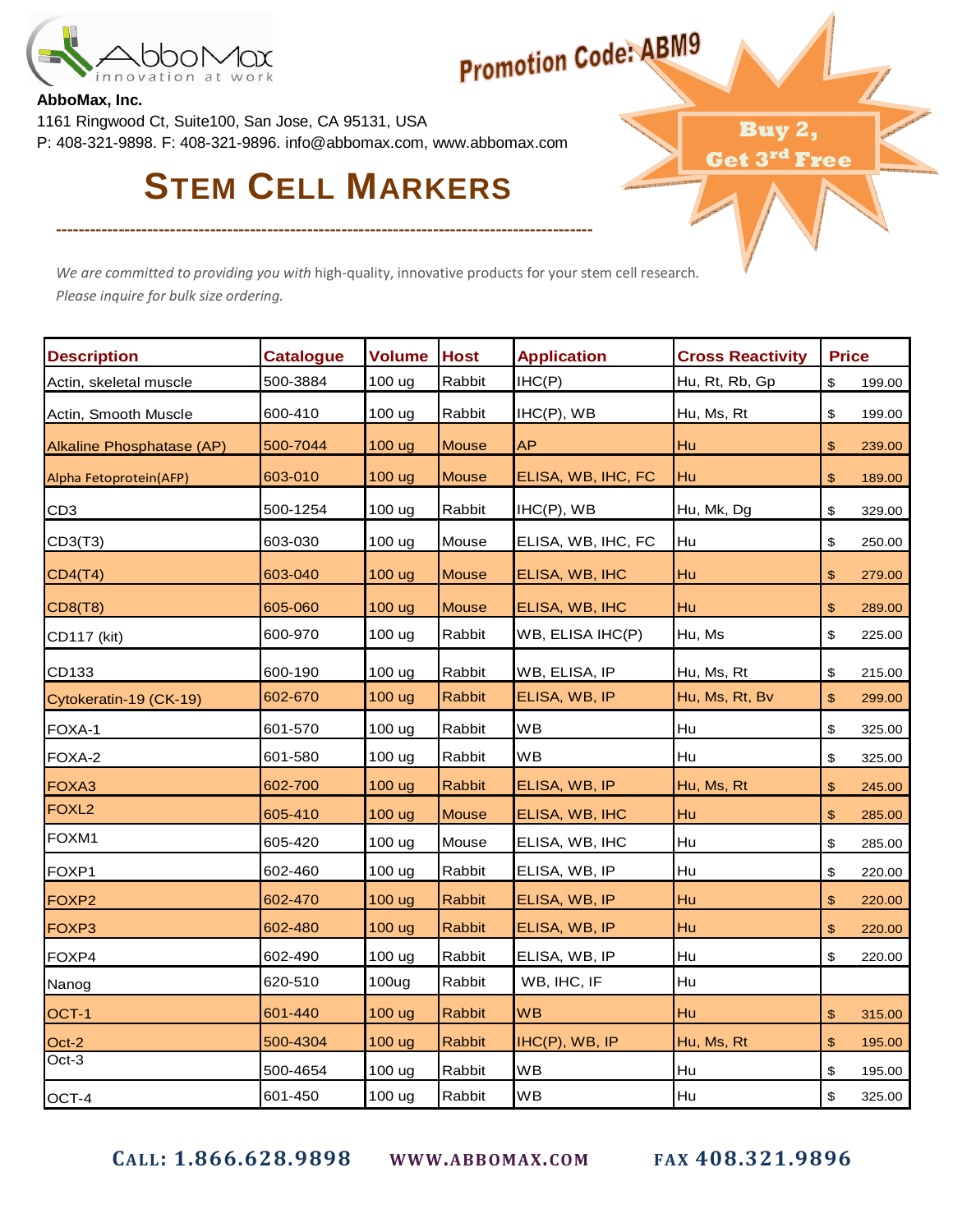AbboMax, Inc.
1161 Ringwood Ct, Suite100, San Jose, CA 95131, USA
P: 408-321-9898. F: 408-321-9896. info@abbomax.com, www.abbomax.com

**Promotion Code: ABM9**

**Buy 2, Get 3rd Free**

# STEM CELL MARKERS

*We are committed to providing you with* high-quality, innovative products for your stem cell research.
*Please inquire for bulk size ordering.*

| Description | Catalogue | Volume | Host | Application | Cross Reactivity | Price |
|---|---|---|---|---|---|---|
| Actin, skeletal muscle | 500-3884 | 100 ug | Rabbit | IHC(P) | Hu, Rt, Rb, Gp | $ 199.00 |
| Actin, Smooth Muscle | 600-410 | 100 ug | Rabbit | IHC(P), WB | Hu, Ms, Rt | $ 199.00 |
| Alkaline Phosphatase (AP) | 500-7044 | 100 ug | Mouse | AP | Hu | $ 239.00 |
| Alpha Fetoprotein(AFP) | 603-010 | 100 ug | Mouse | ELISA, WB, IHC, FC | Hu | $ 189.00 |
| CD3 | 500-1254 | 100 ug | Rabbit | IHC(P), WB | Hu, Mk, Dg | $ 329.00 |
| CD3(T3) | 603-030 | 100 ug | Mouse | ELISA, WB, IHC, FC | Hu | $ 250.00 |
| CD4(T4) | 603-040 | 100 ug | Mouse | ELISA, WB, IHC | Hu | $ 279.00 |
| CD8(T8) | 605-060 | 100 ug | Mouse | ELISA, WB, IHC | Hu | $ 289.00 |
| CD117 (kit) | 600-970 | 100 ug | Rabbit | WB, ELISA IHC(P) | Hu, Ms | $ 225.00 |
| CD133 | 600-190 | 100 ug | Rabbit | WB, ELISA, IP | Hu, Ms, Rt | $ 215.00 |
| Cytokeratin-19 (CK-19) | 602-670 | 100 ug | Rabbit | ELISA, WB, IP | Hu, Ms, Rt, Bv | $ 299.00 |
| FOXA-1 | 601-570 | 100 ug | Rabbit | WB | Hu | $ 325.00 |
| FOXA-2 | 601-580 | 100 ug | Rabbit | WB | Hu | $ 325.00 |
| FOXA3 | 602-700 | 100 ug | Rabbit | ELISA, WB, IP | Hu, Ms, Rt | $ 245.00 |
| FOXL2 | 605-410 | 100 ug | Mouse | ELISA, WB, IHC | Hu | $ 285.00 |
| FOXM1 | 605-420 | 100 ug | Mouse | ELISA, WB, IHC | Hu | $ 285.00 |
| FOXP1 | 602-460 | 100 ug | Rabbit | ELISA, WB, IP | Hu | $ 220.00 |
| FOXP2 | 602-470 | 100 ug | Rabbit | ELISA, WB, IP | Hu | $ 220.00 |
| FOXP3 | 602-480 | 100 ug | Rabbit | ELISA, WB, IP | Hu | $ 220.00 |
| FOXP4 | 602-490 | 100 ug | Rabbit | ELISA, WB, IP | Hu | $ 220.00 |
| Nanog | 620-510 | 100ug | Rabbit | WB, IHC, IF | Hu | |
| OCT-1 | 601-440 | 100 ug | Rabbit | WB | Hu | $ 315.00 |
| Oct-2 | 500-4304 | 100 ug | Rabbit | IHC(P), WB, IP | Hu, Ms, Rt | $ 195.00 |
| Oct-3 | 500-4654 | 100 ug | Rabbit | WB | Hu | $ 195.00 |
| OCT-4 | 601-450 | 100 ug | Rabbit | WB | Hu | $ 325.00 |

CALL: 1.866.628.9898 WWW.ABBOMAX.COM FAX 408.321.9896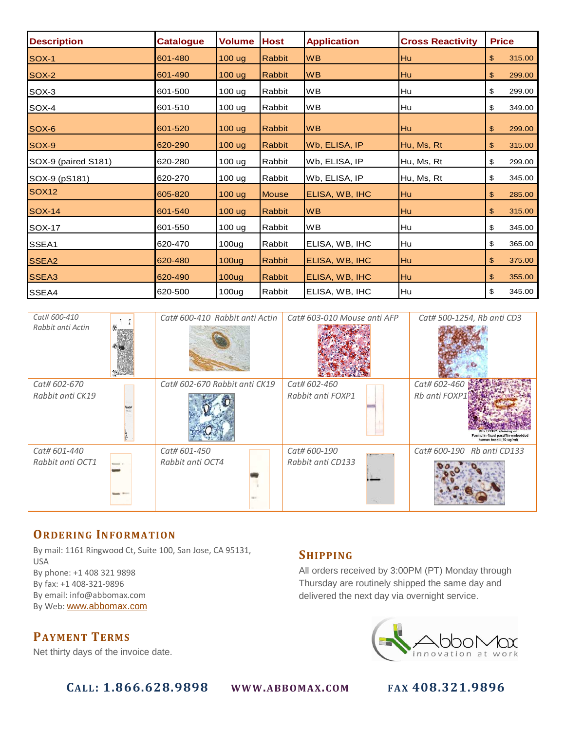| Description | Catalogue | Volume | Host | Application | Cross Reactivity | Price |
|---|---|---|---|---|---|---|
| SOX-1 | 601-480 | 100 ug | Rabbit | WB | Hu | $ 315.00 |
| SOX-2 | 601-490 | 100 ug | Rabbit | WB | Hu | $ 299.00 |
| SOX-3 | 601-500 | 100 ug | Rabbit | WB | Hu | $ 299.00 |
| SOX-4 | 601-510 | 100 ug | Rabbit | WB | Hu | $ 349.00 |
| SOX-6 | 601-520 | 100 ug | Rabbit | WB | Hu | $ 299.00 |
| SOX-9 | 620-290 | 100 ug | Rabbit | Wb, ELISA, IP | Hu, Ms, Rt | $ 315.00 |
| SOX-9 (paired S181) | 620-280 | 100 ug | Rabbit | Wb, ELISA, IP | Hu, Ms, Rt | $ 299.00 |
| SOX-9 (pS181) | 620-270 | 100 ug | Rabbit | Wb, ELISA, IP | Hu, Ms, Rt | $ 345.00 |
| SOX12 | 605-820 | 100 ug | Mouse | ELISA, WB, IHC | Hu | $ 285.00 |
| SOX-14 | 601-540 | 100 ug | Rabbit | WB | Hu | $ 315.00 |
| SOX-17 | 601-550 | 100 ug | Rabbit | WB | Hu | $ 345.00 |
| SSEA1 | 620-470 | 100ug | Rabbit | ELISA, WB, IHC | Hu | $ 365.00 |
| SSEA2 | 620-480 | 100ug | Rabbit | ELISA, WB, IHC | Hu | $ 375.00 |
| SSEA3 | 620-490 | 100ug | Rabbit | ELISA, WB, IHC | Hu | $ 355.00 |
| SSEA4 | 620-500 | 100ug | Rabbit | ELISA, WB, IHC | Hu | $ 345.00 |

| | | | |
|---|---|---|---|
| *Cat# 600-410 Rabbit anti Actin* | *Cat# 600-410 Rabbit anti Actin* | *Cat# 603-010 Mouse anti AFP* | *Cat# 500-1254, Rb anti CD3* |
| *Cat# 602-670 Rabbit anti CK19* | *Cat# 602-670 Rabbit anti CK19* | *Cat# 602-460 Rabbit anti FOXP1* | *Cat# 602-460 Rb anti FOXP1* |
| *Cat# 601-440 Rabbit anti OCT1* | *Cat# 601-450 Rabbit anti OCT4* | *Cat# 600-190 Rabbit anti CD133* | *Cat# 600-190 Rb anti CD133* |

## Ordering Information

By mail: 1161 Ringwood Ct, Suite 100, San Jose, CA 95131, USA
By phone: +1 408 321 9898
By fax: +1 408-321-9896
By email: info@abbomax.com
By Web: www.abbomax.com

## Payment Terms

Net thirty days of the invoice date.

## Shipping

All orders received by 3:00PM (PT) Monday through Thursday are routinely shipped the same day and delivered the next day via overnight service.

AbboMax
innovation at work

**Call: 1.866.628.9898** **www.abbomax.com** **fax 408.321.9896**